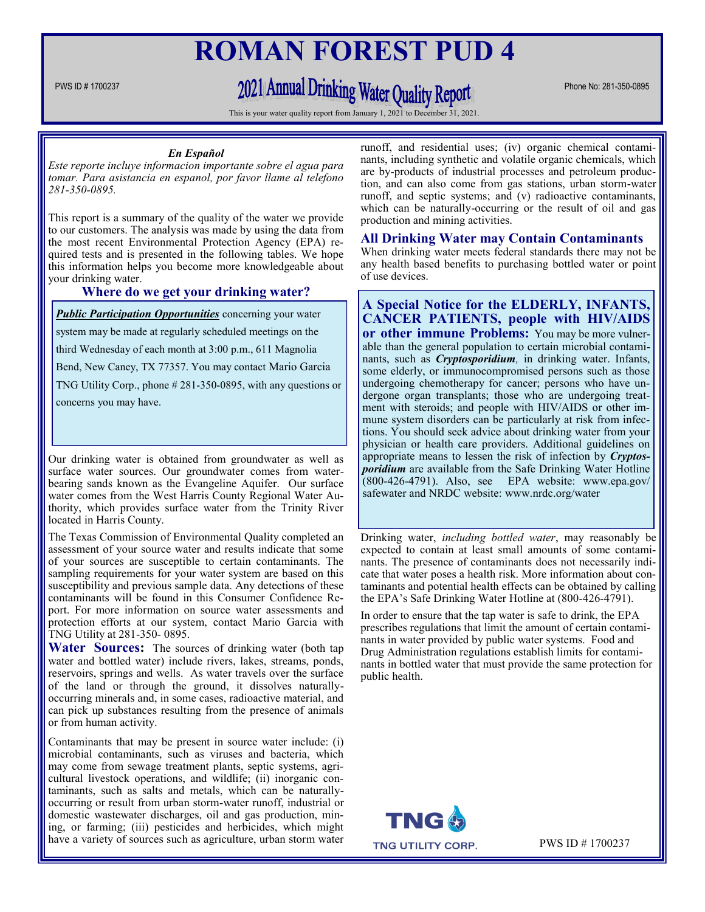# ROMAN FOREST PUD 4

PWS ID # 1700237

## 2021 Annual Drinking Water Quality Report

Phone No: 281-350-0895

This is your water quality report from January 1, 2021 to December 31, 2021.

***En Español***

*Este reporte incluye informacion importante sobre el agua para tomar. Para asistencia en espanol, por favor llame al telefono 281-350-0895.*

This report is a summary of the quality of the water we provide to our customers. The analysis was made by using the data from the most recent Environmental Protection Agency (EPA) required tests and is presented in the following tables. We hope this information helps you become more knowledgeable about your drinking water.

### Where do we get your drinking water?

***Public Participation Opportunities*** concerning your water system may be made at regularly scheduled meetings on the third Wednesday of each month at 3:00 p.m., 611 Magnolia Bend, New Caney, TX 77357. You may contact Mario Garcia TNG Utility Corp., phone # 281-350-0895, with any questions or concerns you may have.

Our drinking water is obtained from groundwater as well as surface water sources. Our groundwater comes from water-bearing sands known as the Evangeline Aquifer. Our surface water comes from the West Harris County Regional Water Authority, which provides surface water from the Trinity River located in Harris County.

The Texas Commission of Environmental Quality completed an assessment of your source water and results indicate that some of your sources are susceptible to certain contaminants. The sampling requirements for your water system are based on this susceptibility and previous sample data. Any detections of these contaminants will be found in this Consumer Confidence Report. For more information on source water assessments and protection efforts at our system, contact Mario Garcia with TNG Utility at 281-350- 0895.

**Water Sources:** The sources of drinking water (both tap water and bottled water) include rivers, lakes, streams, ponds, reservoirs, springs and wells. As water travels over the surface of the land or through the ground, it dissolves naturally-occurring minerals and, in some cases, radioactive material, and can pick up substances resulting from the presence of animals or from human activity.

Contaminants that may be present in source water include: (i) microbial contaminants, such as viruses and bacteria, which may come from sewage treatment plants, septic systems, agricultural livestock operations, and wildlife; (ii) inorganic contaminants, such as salts and metals, which can be naturally-occurring or result from urban storm-water runoff, industrial or domestic wastewater discharges, oil and gas production, mining, or farming; (iii) pesticides and herbicides, which might have a variety of sources such as agriculture, urban storm water runoff, and residential uses; (iv) organic chemical contaminants, including synthetic and volatile organic chemicals, which are by-products of industrial processes and petroleum production, and can also come from gas stations, urban storm-water runoff, and septic systems; and (v) radioactive contaminants, which can be naturally-occurring or the result of oil and gas production and mining activities.

### All Drinking Water may Contain Contaminants

When drinking water meets federal standards there may not be any health based benefits to purchasing bottled water or point of use devices.

**A Special Notice for the ELDERLY, INFANTS, CANCER PATIENTS, people with HIV/AIDS or other immune Problems:** You may be more vulnerable than the general population to certain microbial contaminants, such as ***Cryptosporidium***, in drinking water. Infants, some elderly, or immunocompromised persons such as those undergoing chemotherapy for cancer; persons who have undergone organ transplants; those who are undergoing treatment with steroids; and people with HIV/AIDS or other immune system disorders can be particularly at risk from infections. You should seek advice about drinking water from your physician or health care providers. Additional guidelines on appropriate means to lessen the risk of infection by ***Cryptosporidium*** are available from the Safe Drinking Water Hotline (800-426-4791). Also, see EPA website: www.epa.gov/safewater and NRDC website: www.nrdc.org/water

Drinking water, *including bottled water*, may reasonably be expected to contain at least small amounts of some contaminants. The presence of contaminants does not necessarily indicate that water poses a health risk. More information about contaminants and potential health effects can be obtained by calling the EPA's Safe Drinking Water Hotline at (800-426-4791).

In order to ensure that the tap water is safe to drink, the EPA prescribes regulations that limit the amount of certain contaminants in water provided by public water systems. Food and Drug Administration regulations establish limits for contaminants in bottled water that must provide the same protection for public health.

TNG UTILITY CORP.

PWS ID # 1700237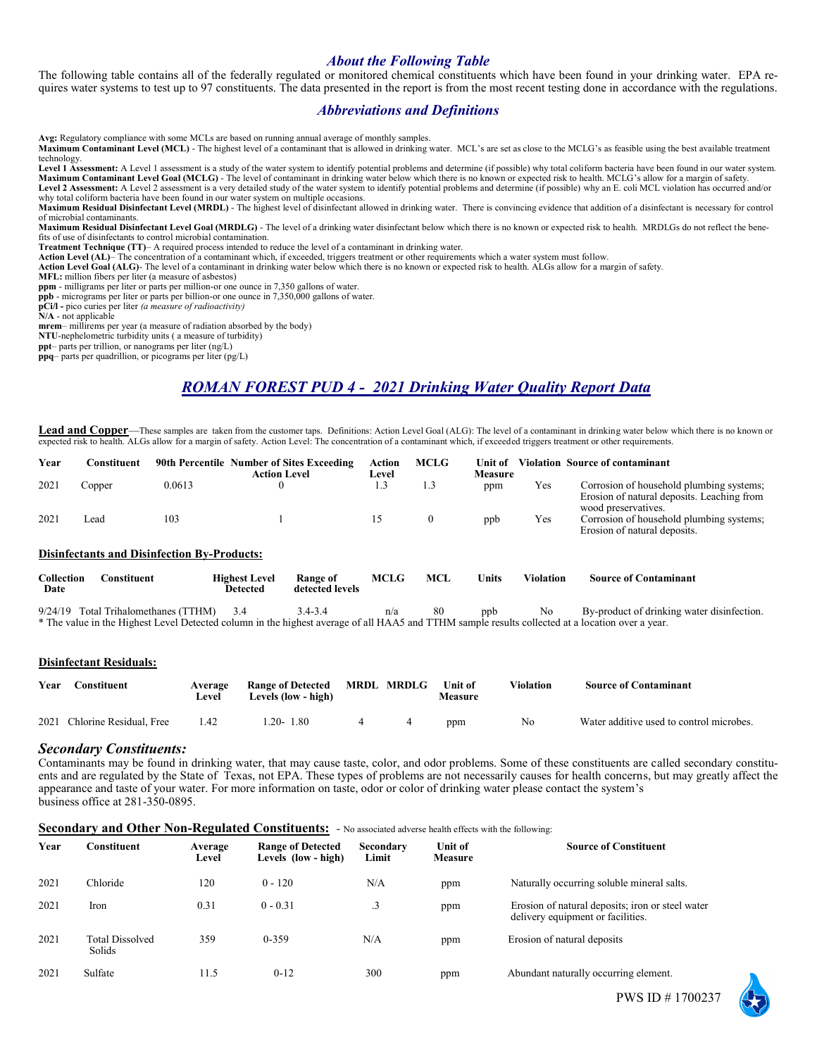## *About the Following Table*

The following table contains all of the federally regulated or monitored chemical constituents which have been found in your drinking water. EPA requires water systems to test up to 97 constituents. The data presented in the report is from the most recent testing done in accordance with the regulations.

## *Abbreviations and Definitions*

**Avg:** Regulatory compliance with some MCLs are based on running annual average of monthly samples.
**Maximum Contaminant Level (MCL)** - The highest level of a contaminant that is allowed in drinking water. MCL's are set as close to the MCLG's as feasible using the best available treatment technology.
**Level 1 Assessment:** A Level 1 assessment is a study of the water system to identify potential problems and determine (if possible) why total coliform bacteria have been found in our water system.
**Maximum Contaminant Level Goal (MCLG)** - The level of contaminant in drinking water below which there is no known or expected risk to health. MCLG's allow for a margin of safety.
**Level 2 Assessment:** A Level 2 assessment is a very detailed study of the water system to identify potential problems and determine (if possible) why an E. coli MCL violation has occurred and/or why total coliform bacteria have been found in our water system on multiple occasions.
**Maximum Residual Disinfectant Level (MRDL)** - The highest level of disinfectant allowed in drinking water. There is convincing evidence that addition of a disinfectant is necessary for control of microbial contaminants.
**Maximum Residual Disinfectant Level Goal (MRDLG)** - The level of a drinking water disinfectant below which there is no known or expected risk to health. MRDLGs do not reflect the benefits of use of disinfectants to control microbial contamination.
**Treatment Technique (TT)**– A required process intended to reduce the level of a contaminant in drinking water.
**Action Level (AL)**– The concentration of a contaminant which, if exceeded, triggers treatment or other requirements which a water system must follow.
**Action Level Goal (ALG)**- The level of a contaminant in drinking water below which there is no known or expected risk to health. ALGs allow for a margin of safety.
**MFL:** million fibers per liter (a measure of asbestos)
**ppm** - milligrams per liter or parts per million-or one ounce in 7,350 gallons of water.
**ppb** - micrograms per liter or parts per billion-or one ounce in 7,350,000 gallons of water.
**pCi/l -** pico curies per liter *(a measure of radioactivity)*
**N/A** - not applicable
**mrem**– millirems per year (a measure of radiation absorbed by the body)
**NTU**-nephelometric turbidity units ( a measure of turbidity)
**ppt**– parts per trillion, or nanograms per liter (ng/L)
**ppq**– parts per quadrillion, or picograms per liter (pg/L)

## *ROMAN FOREST PUD 4 - 2021 Drinking Water Quality Report Data*

**Lead and Copper**—These samples are taken from the customer taps. Definitions: Action Level Goal (ALG): The level of a contaminant in drinking water below which there is no known or expected risk to health. ALGs allow for a margin of safety. Action Level: The concentration of a contaminant which, if exceeded triggers treatment or other requirements.

| Year | Constituent | 90th Percentile | Number of Sites Exceeding Action Level | Action Level | MCLG | Unit of Measure | Violation | Source of contaminant |
|---|---|---|---|---|---|---|---|---|
| 2021 | Copper | 0.0613 | 0 | 1.3 | 1.3 | ppm | Yes | Corrosion of household plumbing systems; Erosion of natural deposits. Leaching from wood preservatives. |
| 2021 | Lead | 103 | 1 | 15 | 0 | ppb | Yes | Corrosion of household plumbing systems; Erosion of natural deposits. |

**Disinfectants and Disinfection By-Products:**

| Collection Date | Constituent | Highest Level Detected | Range of detected levels | MCLG | MCL | Units | Violation | Source of Contaminant |
|---|---|---|---|---|---|---|---|---|
| 9/24/19 | Total Trihalomethanes (TTHM) | 3.4 | 3.4-3.4 | n/a | 80 | ppb | No | By-product of drinking water disinfection. |

\* The value in the Highest Level Detected column in the highest average of all HAA5 and TTHM sample results collected at a location over a year.

**Disinfectant Residuals:**

| Year | Constituent | Average Level | Range of Detected Levels (low - high) | MRDL | MRDLG | Unit of Measure | Violation | Source of Contaminant |
|---|---|---|---|---|---|---|---|---|
| 2021 | Chlorine Residual, Free | 1.42 | 1.20- 1.80 | 4 | 4 | ppm | No | Water additive used to control microbes. |

### *Secondary Constituents:*

Contaminants may be found in drinking water, that may cause taste, color, and odor problems. Some of these constituents are called secondary constituents and are regulated by the State of Texas, not EPA. These types of problems are not necessarily causes for health concerns, but may greatly affect the appearance and taste of your water. For more information on taste, odor or color of drinking water please contact the system's business office at 281-350-0895.

**Secondary and Other Non-Regulated Constituents:** - No associated adverse health effects with the following:

| Year | Constituent | Average Level | Range of Detected Levels (low - high) | Secondary Limit | Unit of Measure | Source of Constituent |
|---|---|---|---|---|---|---|
| 2021 | Chloride | 120 | 0 - 120 | N/A | ppm | Naturally occurring soluble mineral salts. |
| 2021 | Iron | 0.31 | 0 - 0.31 | .3 | ppm | Erosion of natural deposits; iron or steel water delivery equipment or facilities. |
| 2021 | Total Dissolved Solids | 359 | 0-359 | N/A | ppm | Erosion of natural deposits |
| 2021 | Sulfate | 11.5 | 0-12 | 300 | ppm | Abundant naturally occurring element. |

PWS ID # 1700237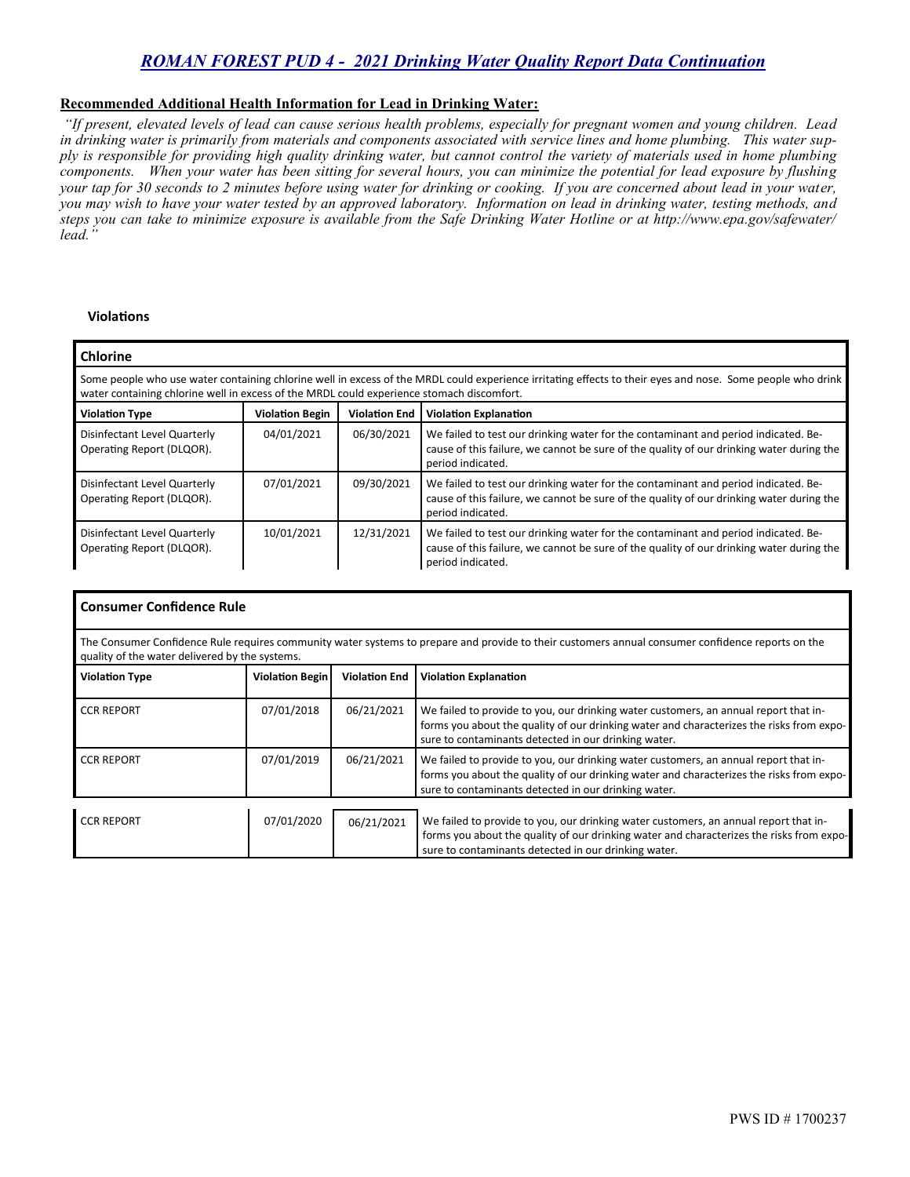## *ROMAN FOREST PUD 4 - 2021 Drinking Water Quality Report Data Continuation*

**Recommended Additional Health Information for Lead in Drinking Water:**

*"If present, elevated levels of lead can cause serious health problems, especially for pregnant women and young children. Lead in drinking water is primarily from materials and components associated with service lines and home plumbing. This water supply is responsible for providing high quality drinking water, but cannot control the variety of materials used in home plumbing components. When your water has been sitting for several hours, you can minimize the potential for lead exposure by flushing your tap for 30 seconds to 2 minutes before using water for drinking or cooking. If you are concerned about lead in your water, you may wish to have your water tested by an approved laboratory. Information on lead in drinking water, testing methods, and steps you can take to minimize exposure is available from the Safe Drinking Water Hotline or at http://www.epa.gov/safewater/lead."*

**Violations**

**Chlorine**

Some people who use water containing chlorine well in excess of the MRDL could experience irritating effects to their eyes and nose. Some people who drink water containing chlorine well in excess of the MRDL could experience stomach discomfort.

| Violation Type | Violation Begin | Violation End | Violation Explanation |
|---|---|---|---|
| Disinfectant Level Quarterly Operating Report (DLQOR). | 04/01/2021 | 06/30/2021 | We failed to test our drinking water for the contaminant and period indicated. Because of this failure, we cannot be sure of the quality of our drinking water during the period indicated. |
| Disinfectant Level Quarterly Operating Report (DLQOR). | 07/01/2021 | 09/30/2021 | We failed to test our drinking water for the contaminant and period indicated. Because of this failure, we cannot be sure of the quality of our drinking water during the period indicated. |
| Disinfectant Level Quarterly Operating Report (DLQOR). | 10/01/2021 | 12/31/2021 | We failed to test our drinking water for the contaminant and period indicated. Because of this failure, we cannot be sure of the quality of our drinking water during the period indicated. |

**Consumer Confidence Rule**

The Consumer Confidence Rule requires community water systems to prepare and provide to their customers annual consumer confidence reports on the quality of the water delivered by the systems.

| Violation Type | Violation Begin | Violation End | Violation Explanation |
|---|---|---|---|
| CCR REPORT | 07/01/2018 | 06/21/2021 | We failed to provide to you, our drinking water customers, an annual report that informs you about the quality of our drinking water and characterizes the risks from exposure to contaminants detected in our drinking water. |
| CCR REPORT | 07/01/2019 | 06/21/2021 | We failed to provide to you, our drinking water customers, an annual report that informs you about the quality of our drinking water and characterizes the risks from exposure to contaminants detected in our drinking water. |
| CCR REPORT | 07/01/2020 | 06/21/2021 | We failed to provide to you, our drinking water customers, an annual report that informs you about the quality of our drinking water and characterizes the risks from exposure to contaminants detected in our drinking water. |

PWS ID # 1700237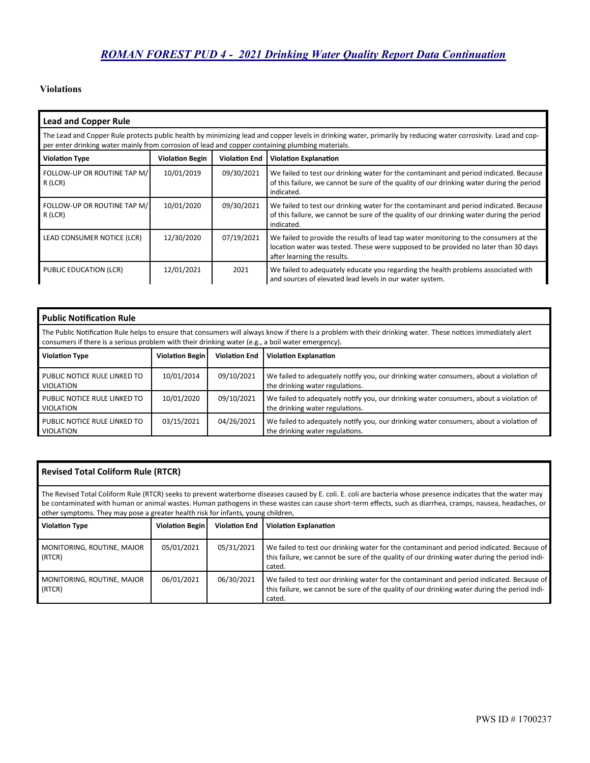# ROMAN FOREST PUD 4 - 2021 Drinking Water Quality Report Data Continuation

## Violations

### Lead and Copper Rule

The Lead and Copper Rule protects public health by minimizing lead and copper levels in drinking water, primarily by reducing water corrosivity. Lead and copper enter drinking water mainly from corrosion of lead and copper containing plumbing materials.

| Violation Type | Violation Begin | Violation End | Violation Explanation |
|---|---|---|---|
| FOLLOW-UP OR ROUTINE TAP M/R (LCR) | 10/01/2019 | 09/30/2021 | We failed to test our drinking water for the contaminant and period indicated. Because of this failure, we cannot be sure of the quality of our drinking water during the period indicated. |
| FOLLOW-UP OR ROUTINE TAP M/R (LCR) | 10/01/2020 | 09/30/2021 | We failed to test our drinking water for the contaminant and period indicated. Because of this failure, we cannot be sure of the quality of our drinking water during the period indicated. |
| LEAD CONSUMER NOTICE (LCR) | 12/30/2020 | 07/19/2021 | We failed to provide the results of lead tap water monitoring to the consumers at the location water was tested. These were supposed to be provided no later than 30 days after learning the results. |
| PUBLIC EDUCATION (LCR) | 12/01/2021 | 2021 | We failed to adequately educate you regarding the health problems associated with and sources of elevated lead levels in our water system. |

### Public Notification Rule

The Public Notification Rule helps to ensure that consumers will always know if there is a problem with their drinking water. These notices immediately alert consumers if there is a serious problem with their drinking water (e.g., a boil water emergency).

| Violation Type | Violation Begin | Violation End | Violation Explanation |
|---|---|---|---|
| PUBLIC NOTICE RULE LINKED TO VIOLATION | 10/01/2014 | 09/10/2021 | We failed to adequately notify you, our drinking water consumers, about a violation of the drinking water regulations. |
| PUBLIC NOTICE RULE LINKED TO VIOLATION | 10/01/2020 | 09/10/2021 | We failed to adequately notify you, our drinking water consumers, about a violation of the drinking water regulations. |
| PUBLIC NOTICE RULE LINKED TO VIOLATION | 03/15/2021 | 04/26/2021 | We failed to adequately notify you, our drinking water consumers, about a violation of the drinking water regulations. |

### Revised Total Coliform Rule (RTCR)

The Revised Total Coliform Rule (RTCR) seeks to prevent waterborne diseases caused by E. coli. E. coli are bacteria whose presence indicates that the water may be contaminated with human or animal wastes. Human pathogens in these wastes can cause short-term effects, such as diarrhea, cramps, nausea, headaches, or other symptoms. They may pose a greater health risk for infants, young children,

| Violation Type | Violation Begin | Violation End | Violation Explanation |
|---|---|---|---|
| MONITORING, ROUTINE, MAJOR (RTCR) | 05/01/2021 | 05/31/2021 | We failed to test our drinking water for the contaminant and period indicated. Because of this failure, we cannot be sure of the quality of our drinking water during the period indicated. |
| MONITORING, ROUTINE, MAJOR (RTCR) | 06/01/2021 | 06/30/2021 | We failed to test our drinking water for the contaminant and period indicated. Because of this failure, we cannot be sure of the quality of our drinking water during the period indicated. |

PWS ID # 1700237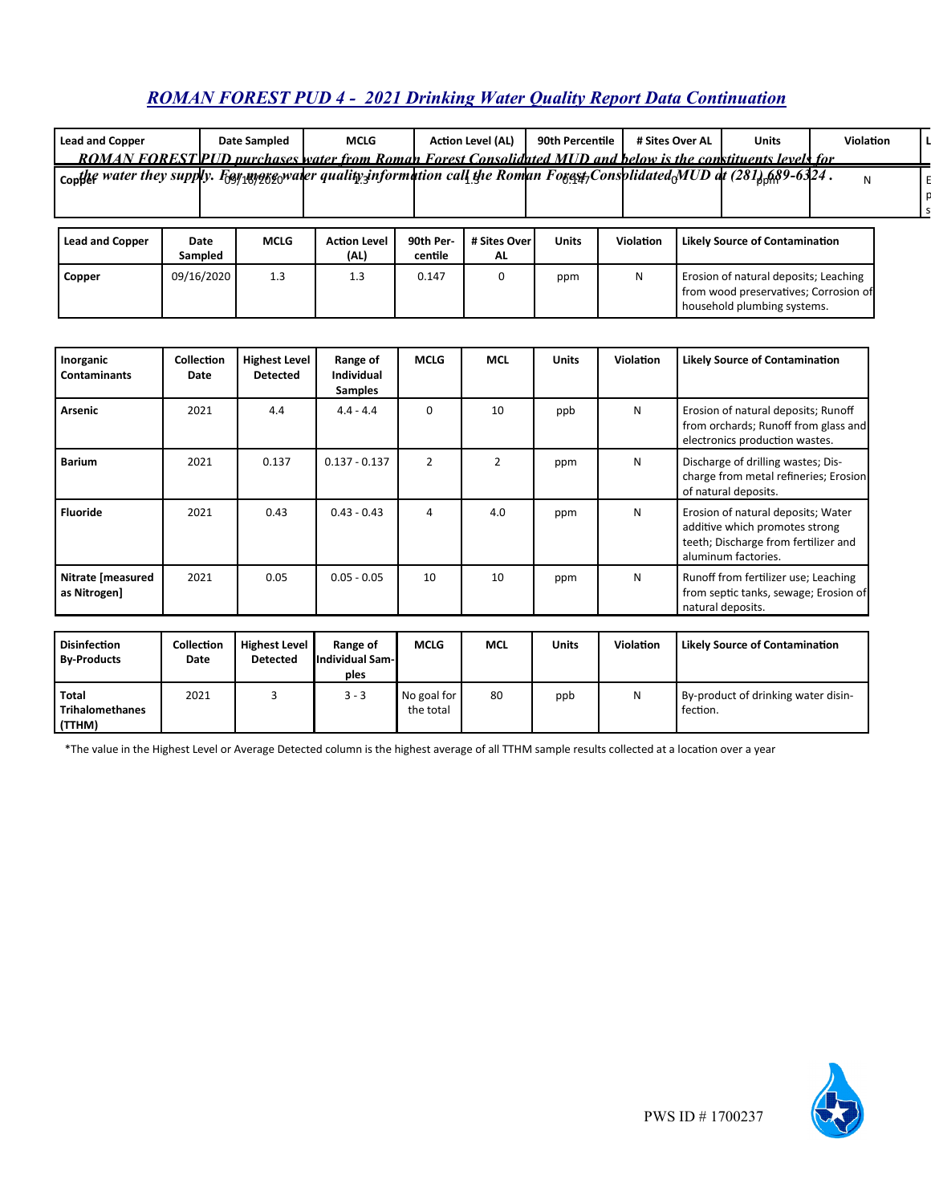## ROMAN FOREST PUD 4 - 2021 Drinking Water Quality Report Data Continuation

*ROMAN FOREST PUD purchases water from Roman Forest Consolidated MUD and below is the constituents levels for the water they supply. For more water quality information call the Roman Forest Consolidated MUD at (281) 689-6324.*

| Lead and Copper | Date Sampled | MCLG | Action Level (AL) | 90th Percentile | # Sites Over AL | Units | Violation | Likely Source of Contamination |
|---|---|---|---|---|---|---|---|---|
| Copper | 09/16/2020 | 1.3 | 1.3 | 0.147 | 0 | ppm | N | Erosion of natural deposits; Leaching from wood preservatives; Corrosion of household plumbing systems. |

| Inorganic Contaminants | Collection Date | Highest Level Detected | Range of Individual Samples | MCLG | MCL | Units | Violation | Likely Source of Contamination |
|---|---|---|---|---|---|---|---|---|
| Arsenic | 2021 | 4.4 | 4.4 - 4.4 | 0 | 10 | ppb | N | Erosion of natural deposits; Runoff from orchards; Runoff from glass and electronics production wastes. |
| Barium | 2021 | 0.137 | 0.137 - 0.137 | 2 | 2 | ppm | N | Discharge of drilling wastes; Discharge from metal refineries; Erosion of natural deposits. |
| Fluoride | 2021 | 0.43 | 0.43 - 0.43 | 4 | 4.0 | ppm | N | Erosion of natural deposits; Water additive which promotes strong teeth; Discharge from fertilizer and aluminum factories. |
| Nitrate [measured as Nitrogen] | 2021 | 0.05 | 0.05 - 0.05 | 10 | 10 | ppm | N | Runoff from fertilizer use; Leaching from septic tanks, sewage; Erosion of natural deposits. |

| Disinfection By-Products | Collection Date | Highest Level Detected | Range of Individual Samples | MCLG | MCL | Units | Violation | Likely Source of Contamination |
|---|---|---|---|---|---|---|---|---|
| Total Trihalomethanes (TTHM) | 2021 | 3 | 3 - 3 | No goal for the total | 80 | ppb | N | By-product of drinking water disinfection. |

*The value in the Highest Level or Average Detected column is the highest average of all TTHM sample results collected at a location over a year

PWS ID # 1700237